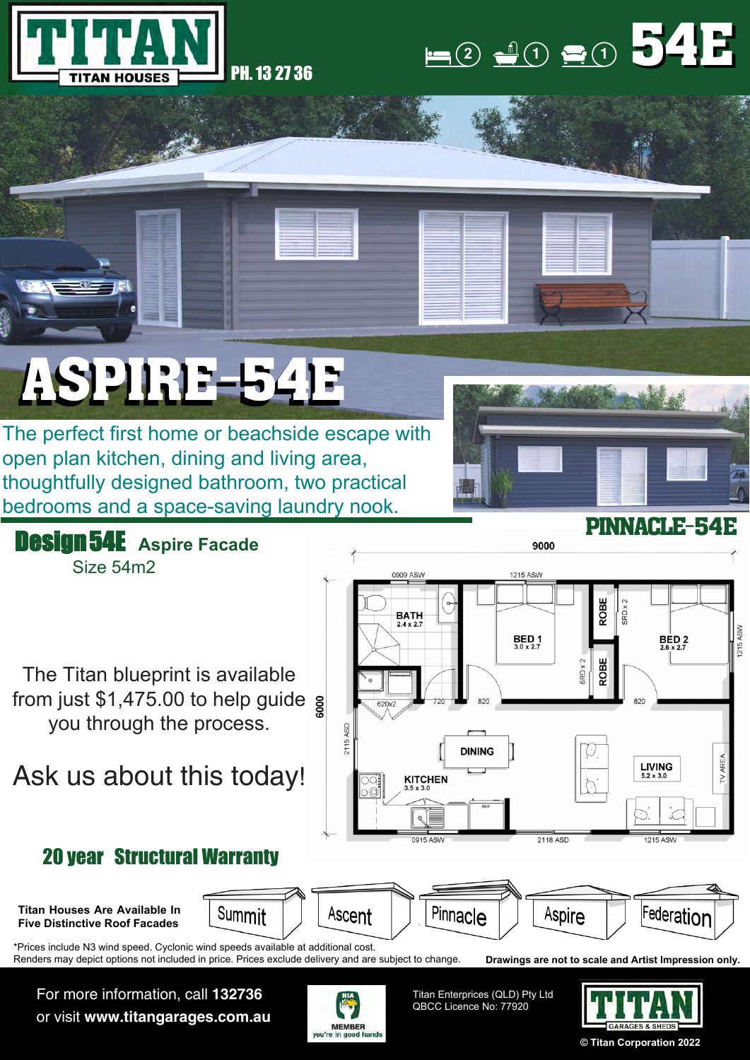# TITAN

TITAN HOUSES

PH. 13 27 36

2 bedrooms, 1 bathroom, 1 living area

# 54E

# ASPIRE-54E

The perfect first home or beachside escape with open plan kitchen, dining and living area, thoughtfully designed bathroom, two practical bedrooms and a space-saving laundry nook.

## PINNACLE-54E

## Design 54E Aspire Facade

Size 54m2

The Titan blueprint is available from just $1,475.00 to help guide you through the process.

Ask us about this today!

9000

0909 ASW, 1215 ASW

BATH 2.4 x 2.7

BED 1 3.0 x 2.7

ROBE, SRD x 2, ROBE, SRD x 2

BED 2 2.6 x 2.7

1215 ASW

6000

620x2, 720, 820, 820

2115 ASD

DINING

KITCHEN 3.5 x 3.0

REF

LIVING 5.2 x 3.0

TV AREA

0915 ASW, 2118 ASD, 1215 ASW

## 20 year Structural Warranty

**Titan Houses Are Available In Five Distinctive Roof Facades**

Summit, Ascent, Pinnacle, Aspire, Federation

*Prices include N3 wind speed. Cyclonic wind speeds available at additional cost.
Renders may depict options not included in price. Prices exclude delivery and are subject to change.

**Drawings are not to scale and Artist Impression only.**

For more information, call **132736** or visit **www.titangarages.com.au**

HIA MEMBER you're in good hands

Titan Enterprises (QLD) Pty Ltd
QBCC Licence No: 77920

TITAN GARAGES & SHEDS

© Titan Corporation 2022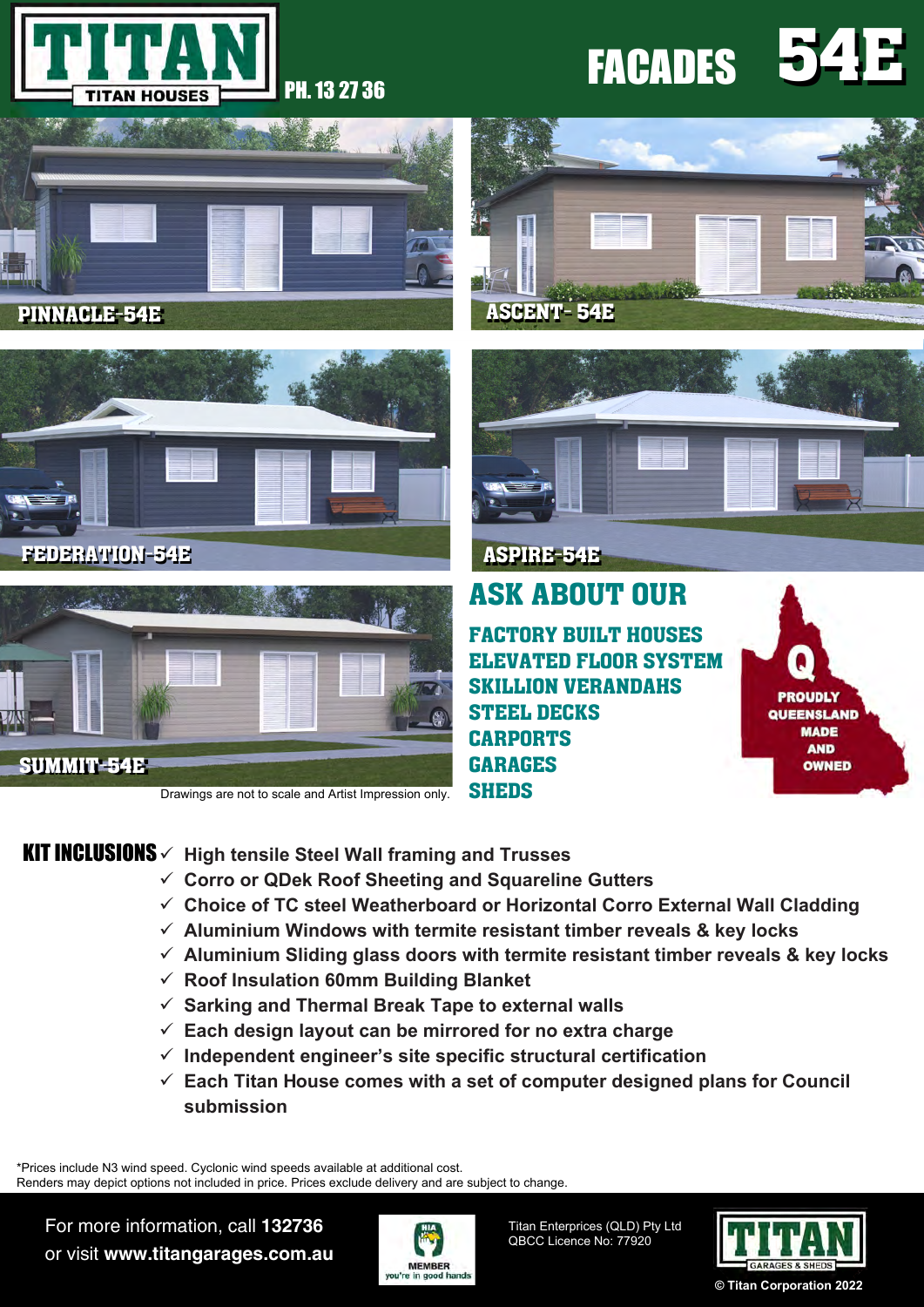# TITAN
TITAN HOUSES

PH. 13 27 36

# FACADES 54E

PINNACLE-54E

ASCENT- 54E

FEDERATION-54E

ASPIRE-54E

SUMMIT-54E

Drawings are not to scale and Artist Impression only.

## ASK ABOUT OUR

- FACTORY BUILT HOUSES
- ELEVATED FLOOR SYSTEM
- SKILLION VERANDAHS
- STEEL DECKS
- CARPORTS
- GARAGES
- SHEDS

Q PROUDLY QUEENSLAND MADE AND OWNED

## KIT INCLUSIONS

- ✓ High tensile Steel Wall framing and Trusses
- ✓ Corro or QDek Roof Sheeting and Squareline Gutters
- ✓ Choice of TC steel Weatherboard or Horizontal Corro External Wall Cladding
- ✓ Aluminium Windows with termite resistant timber reveals & key locks
- ✓ Aluminium Sliding glass doors with termite resistant timber reveals & key locks
- ✓ Roof Insulation 60mm Building Blanket
- ✓ Sarking and Thermal Break Tape to external walls
- ✓ Each design layout can be mirrored for no extra charge
- ✓ Independent engineer's site specific structural certification
- ✓ Each Titan House comes with a set of computer designed plans for Council submission

*Prices include N3 wind speed. Cyclonic wind speeds available at additional cost.
Renders may depict options not included in price. Prices exclude delivery and are subject to change.

For more information, call **132736**
or visit **www.titangarages.com.au**

HIA MEMBER you're in good hands

Titan Enterprices (QLD) Pty Ltd
QBCC Licence No: 77920

TITAN GARAGES & SHEDS

© Titan Corporation 2022